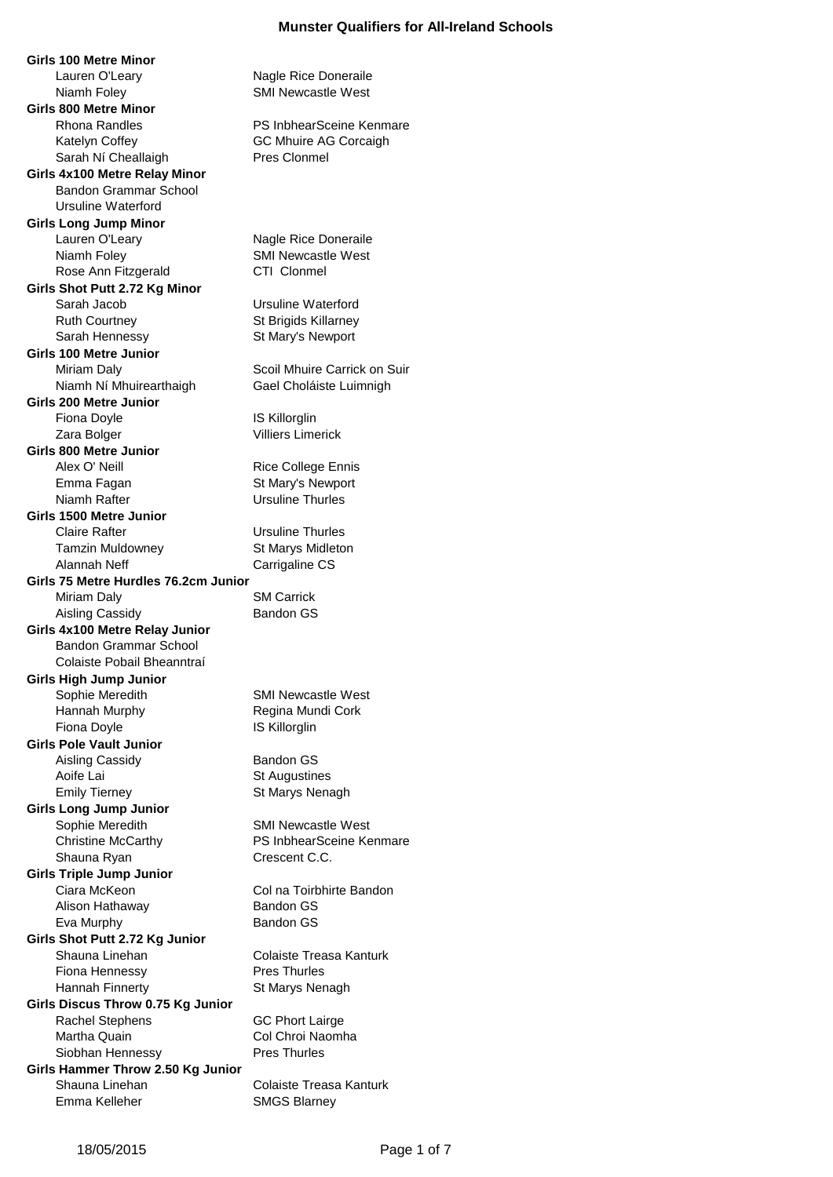# Munster Qualifiers for All-Ireland Schools

**Girls 100 Metre Minor**

| Name | School |
|---|---|
| Lauren O'Leary | Nagle Rice Doneraile |
| Niamh Foley | SMI Newcastle West |

**Girls 800 Metre Minor**

| Name | School |
|---|---|
| Rhona Randles | PS InbhearSceine Kenmare |
| Katelyn Coffey | GC Mhuire AG Corcaigh |
| Sarah Ní Cheallaigh | Pres Clonmel |

**Girls 4x100 Metre Relay Minor**

- Bandon Grammar School
- Ursuline Waterford

**Girls Long Jump Minor**

| Name | School |
|---|---|
| Lauren O'Leary | Nagle Rice Doneraile |
| Niamh Foley | SMI Newcastle West |
| Rose Ann Fitzgerald | CTI Clonmel |

**Girls Shot Putt 2.72 Kg Minor**

| Name | School |
|---|---|
| Sarah Jacob | Ursuline Waterford |
| Ruth Courtney | St Brigids Killarney |
| Sarah Hennessy | St Mary's Newport |

**Girls 100 Metre Junior**

| Name | School |
|---|---|
| Miriam Daly | Scoil Mhuire Carrick on Suir |
| Niamh Ní Mhuirearthaigh | Gael Choláiste Luimnigh |

**Girls 200 Metre Junior**

| Name | School |
|---|---|
| Fiona Doyle | IS Killorglin |
| Zara Bolger | Villiers Limerick |

**Girls 800 Metre Junior**

| Name | School |
|---|---|
| Alex O' Neill | Rice College Ennis |
| Emma Fagan | St Mary's Newport |
| Niamh Rafter | Ursuline Thurles |

**Girls 1500 Metre Junior**

| Name | School |
|---|---|
| Claire Rafter | Ursuline Thurles |
| Tamzin Muldowney | St Marys Midleton |
| Alannah Neff | Carrigaline CS |

**Girls 75 Metre Hurdles 76.2cm Junior**

| Name | School |
|---|---|
| Miriam Daly | SM Carrick |
| Aisling Cassidy | Bandon GS |

**Girls 4x100 Metre Relay Junior**

- Bandon Grammar School
- Colaiste Pobail Bheanntraí

**Girls High Jump Junior**

| Name | School |
|---|---|
| Sophie Meredith | SMI Newcastle West |
| Hannah Murphy | Regina Mundi Cork |
| Fiona Doyle | IS Killorglin |

**Girls Pole Vault Junior**

| Name | School |
|---|---|
| Aisling Cassidy | Bandon GS |
| Aoife Lai | St Augustines |
| Emily Tierney | St Marys Nenagh |

**Girls Long Jump Junior**

| Name | School |
|---|---|
| Sophie Meredith | SMI Newcastle West |
| Christine McCarthy | PS InbhearSceine Kenmare |
| Shauna Ryan | Crescent C.C. |

**Girls Triple Jump Junior**

| Name | School |
|---|---|
| Ciara McKeon | Col na Toirbhirte Bandon |
| Alison Hathaway | Bandon GS |
| Eva Murphy | Bandon GS |

**Girls Shot Putt 2.72 Kg Junior**

| Name | School |
|---|---|
| Shauna Linehan | Colaiste Treasa Kanturk |
| Fiona Hennessy | Pres Thurles |
| Hannah Finnerty | St Marys Nenagh |

**Girls Discus Throw 0.75 Kg Junior**

| Name | School |
|---|---|
| Rachel Stephens | GC Phort Lairge |
| Martha Quain | Col Chroi Naomha |
| Siobhan Hennessy | Pres Thurles |

**Girls Hammer Throw 2.50 Kg Junior**

| Name | School |
|---|---|
| Shauna Linehan | Colaiste Treasa Kanturk |
| Emma Kelleher | SMGS Blarney |

18/05/2015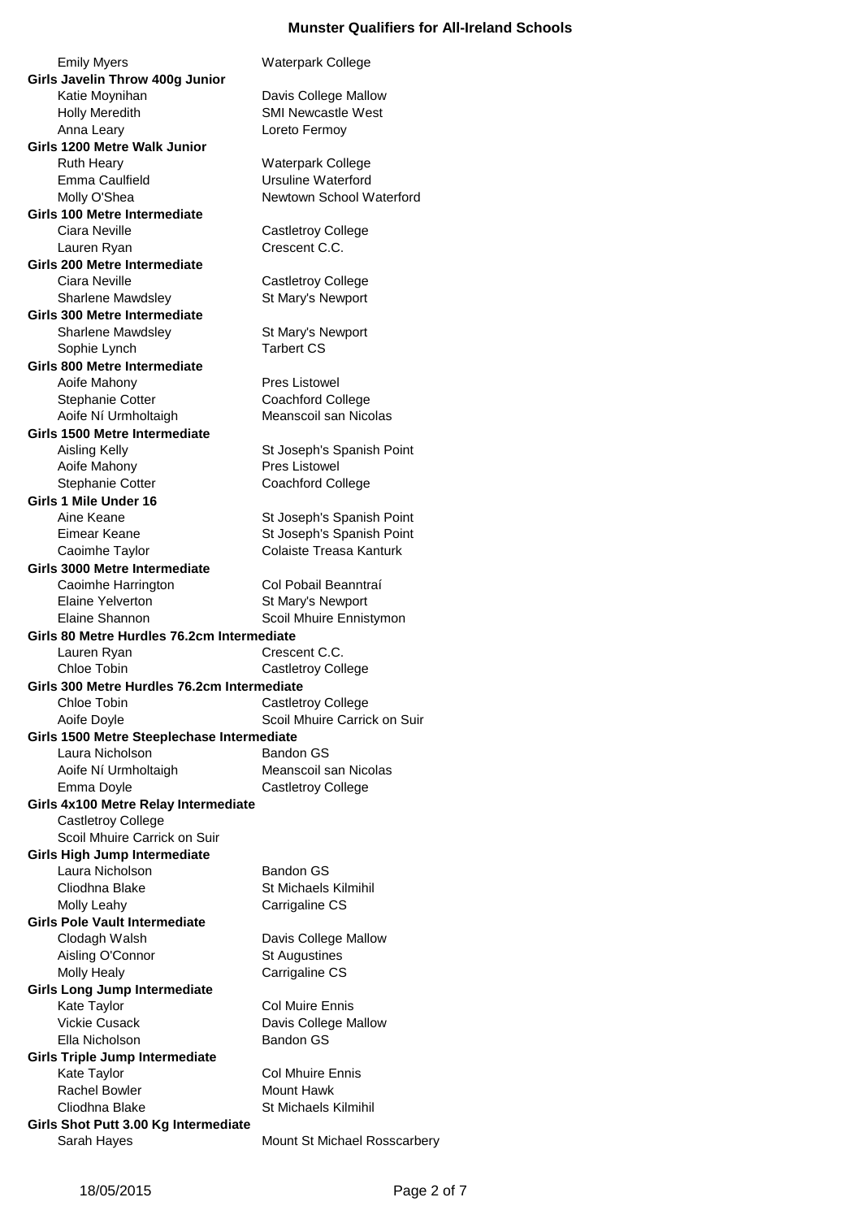# Munster Qualifiers for All-Ireland Schools

| | |
|---|---|
| Emily Myers | Waterpark College |

**Girls Javelin Throw 400g Junior**

| | |
|---|---|
| Katie Moynihan | Davis College Mallow |
| Holly Meredith | SMI Newcastle West |
| Anna Leary | Loreto Fermoy |

**Girls 1200 Metre Walk Junior**

| | |
|---|---|
| Ruth Heary | Waterpark College |
| Emma Caulfield | Ursuline Waterford |
| Molly O'Shea | Newtown School Waterford |

**Girls 100 Metre Intermediate**

| | |
|---|---|
| Ciara Neville | Castletroy College |
| Lauren Ryan | Crescent C.C. |

**Girls 200 Metre Intermediate**

| | |
|---|---|
| Ciara Neville | Castletroy College |
| Sharlene Mawdsley | St Mary's Newport |

**Girls 300 Metre Intermediate**

| | |
|---|---|
| Sharlene Mawdsley | St Mary's Newport |
| Sophie Lynch | Tarbert CS |

**Girls 800 Metre Intermediate**

| | |
|---|---|
| Aoife Mahony | Pres Listowel |
| Stephanie Cotter | Coachford College |
| Aoife Ní Urmholtaigh | Meanscoil san Nicolas |

**Girls 1500 Metre Intermediate**

| | |
|---|---|
| Aisling Kelly | St Joseph's Spanish Point |
| Aoife Mahony | Pres Listowel |
| Stephanie Cotter | Coachford College |

**Girls 1 Mile Under 16**

| | |
|---|---|
| Aine Keane | St Joseph's Spanish Point |
| Eimear Keane | St Joseph's Spanish Point |
| Caoimhe Taylor | Colaiste Treasa Kanturk |

**Girls 3000 Metre Intermediate**

| | |
|---|---|
| Caoimhe Harrington | Col Pobail Beanntraí |
| Elaine Yelverton | St Mary's Newport |
| Elaine Shannon | Scoil Mhuire Ennistymon |

**Girls 80 Metre Hurdles 76.2cm Intermediate**

| | |
|---|---|
| Lauren Ryan | Crescent C.C. |
| Chloe Tobin | Castletroy College |

**Girls 300 Metre Hurdles 76.2cm Intermediate**

| | |
|---|---|
| Chloe Tobin | Castletroy College |
| Aoife Doyle | Scoil Mhuire Carrick on Suir |

**Girls 1500 Metre Steeplechase Intermediate**

| | |
|---|---|
| Laura Nicholson | Bandon GS |
| Aoife Ní Urmholtaigh | Meanscoil san Nicolas |
| Emma Doyle | Castletroy College |

**Girls 4x100 Metre Relay Intermediate**

- Castletroy College
- Scoil Mhuire Carrick on Suir

**Girls High Jump Intermediate**

| | |
|---|---|
| Laura Nicholson | Bandon GS |
| Cliodhna Blake | St Michaels Kilmihil |
| Molly Leahy | Carrigaline CS |

**Girls Pole Vault Intermediate**

| | |
|---|---|
| Clodagh Walsh | Davis College Mallow |
| Aisling O'Connor | St Augustines |
| Molly Healy | Carrigaline CS |

**Girls Long Jump Intermediate**

| | |
|---|---|
| Kate Taylor | Col Muire Ennis |
| Vickie Cusack | Davis College Mallow |
| Ella Nicholson | Bandon GS |

**Girls Triple Jump Intermediate**

| | |
|---|---|
| Kate Taylor | Col Mhuire Ennis |
| Rachel Bowler | Mount Hawk |
| Cliodhna Blake | St Michaels Kilmihil |

**Girls Shot Putt 3.00 Kg Intermediate**

| | |
|---|---|
| Sarah Hayes | Mount St Michael Rosscarbery |

18/05/2015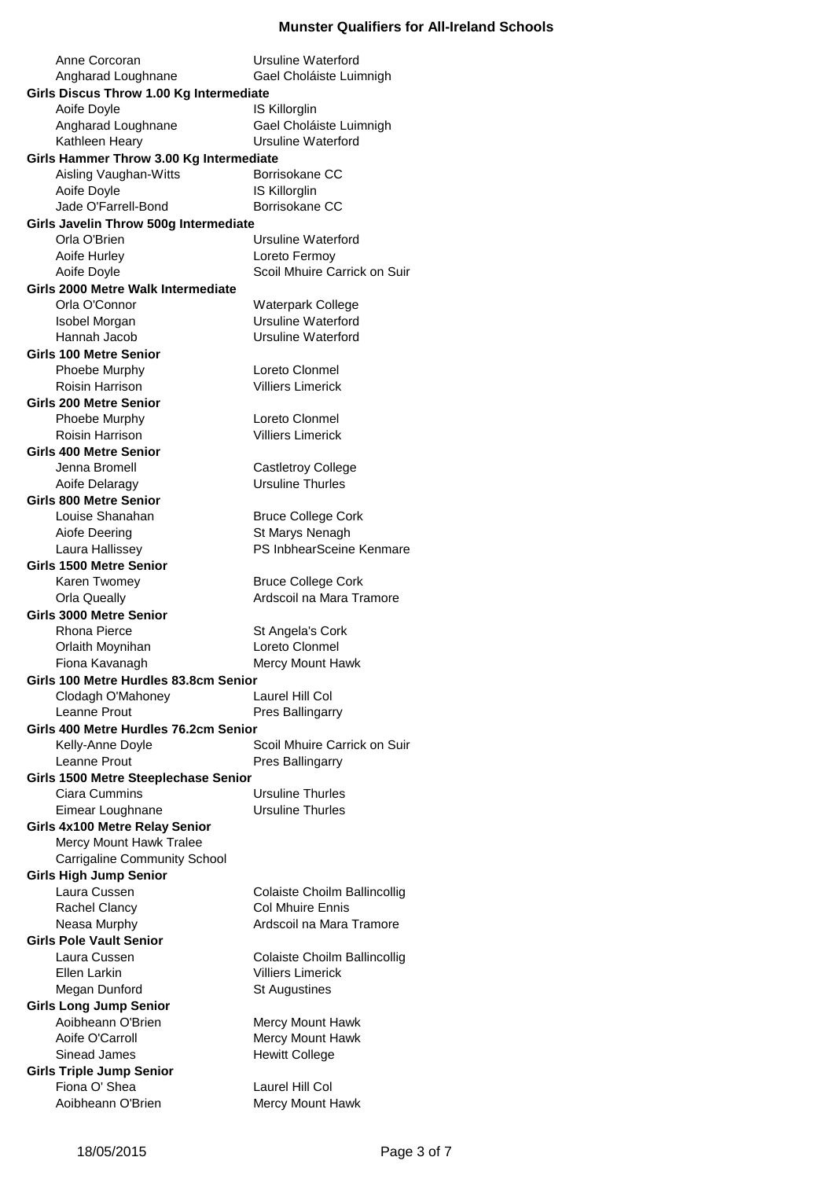# Munster Qualifiers for All-Ireland Schools

| | |
|---|---|
| Anne Corcoran | Ursuline Waterford |
| Angharad Loughnane | Gael Choláiste Luimnigh |

**Girls Discus Throw 1.00 Kg Intermediate**

| | |
|---|---|
| Aoife Doyle | IS Killorglin |
| Angharad Loughnane | Gael Choláiste Luimnigh |
| Kathleen Heary | Ursuline Waterford |

**Girls Hammer Throw 3.00 Kg Intermediate**

| | |
|---|---|
| Aisling Vaughan-Witts | Borrisokane CC |
| Aoife Doyle | IS Killorglin |
| Jade O'Farrell-Bond | Borrisokane CC |

**Girls Javelin Throw 500g Intermediate**

| | |
|---|---|
| Orla O'Brien | Ursuline Waterford |
| Aoife Hurley | Loreto Fermoy |
| Aoife Doyle | Scoil Mhuire Carrick on Suir |

**Girls 2000 Metre Walk Intermediate**

| | |
|---|---|
| Orla O'Connor | Waterpark College |
| Isobel Morgan | Ursuline Waterford |
| Hannah Jacob | Ursuline Waterford |

**Girls 100 Metre Senior**

| | |
|---|---|
| Phoebe Murphy | Loreto Clonmel |
| Roisin Harrison | Villiers Limerick |

**Girls 200 Metre Senior**

| | |
|---|---|
| Phoebe Murphy | Loreto Clonmel |
| Roisin Harrison | Villiers Limerick |

**Girls 400 Metre Senior**

| | |
|---|---|
| Jenna Bromell | Castletroy College |
| Aoife Delaragy | Ursuline Thurles |

**Girls 800 Metre Senior**

| | |
|---|---|
| Louise Shanahan | Bruce College Cork |
| Aiofe Deering | St Marys Nenagh |
| Laura Hallissey | PS InbhearSceine Kenmare |

**Girls 1500 Metre Senior**

| | |
|---|---|
| Karen Twomey | Bruce College Cork |
| Orla Queally | Ardscoil na Mara Tramore |

**Girls 3000 Metre Senior**

| | |
|---|---|
| Rhona Pierce | St Angela's Cork |
| Orlaith Moynihan | Loreto Clonmel |
| Fiona Kavanagh | Mercy Mount Hawk |

**Girls 100 Metre Hurdles 83.8cm Senior**

| | |
|---|---|
| Clodagh O'Mahoney | Laurel Hill Col |
| Leanne Prout | Pres Ballingarry |

**Girls 400 Metre Hurdles 76.2cm Senior**

| | |
|---|---|
| Kelly-Anne Doyle | Scoil Mhuire Carrick on Suir |
| Leanne Prout | Pres Ballingarry |

**Girls 1500 Metre Steeplechase Senior**

| | |
|---|---|
| Ciara Cummins | Ursuline Thurles |
| Eimear Loughnane | Ursuline Thurles |

**Girls 4x100 Metre Relay Senior**

- Mercy Mount Hawk Tralee
- Carrigaline Community School

**Girls High Jump Senior**

| | |
|---|---|
| Laura Cussen | Colaiste Choilm Ballincollig |
| Rachel Clancy | Col Mhuire Ennis |
| Neasa Murphy | Ardscoil na Mara Tramore |

**Girls Pole Vault Senior**

| | |
|---|---|
| Laura Cussen | Colaiste Choilm Ballincollig |
| Ellen Larkin | Villiers Limerick |
| Megan Dunford | St Augustines |

**Girls Long Jump Senior**

| | |
|---|---|
| Aoibheann O'Brien | Mercy Mount Hawk |
| Aoife O'Carroll | Mercy Mount Hawk |
| Sinead James | Hewitt College |

**Girls Triple Jump Senior**

| | |
|---|---|
| Fiona O' Shea | Laurel Hill Col |
| Aoibheann O'Brien | Mercy Mount Hawk |

18/05/2015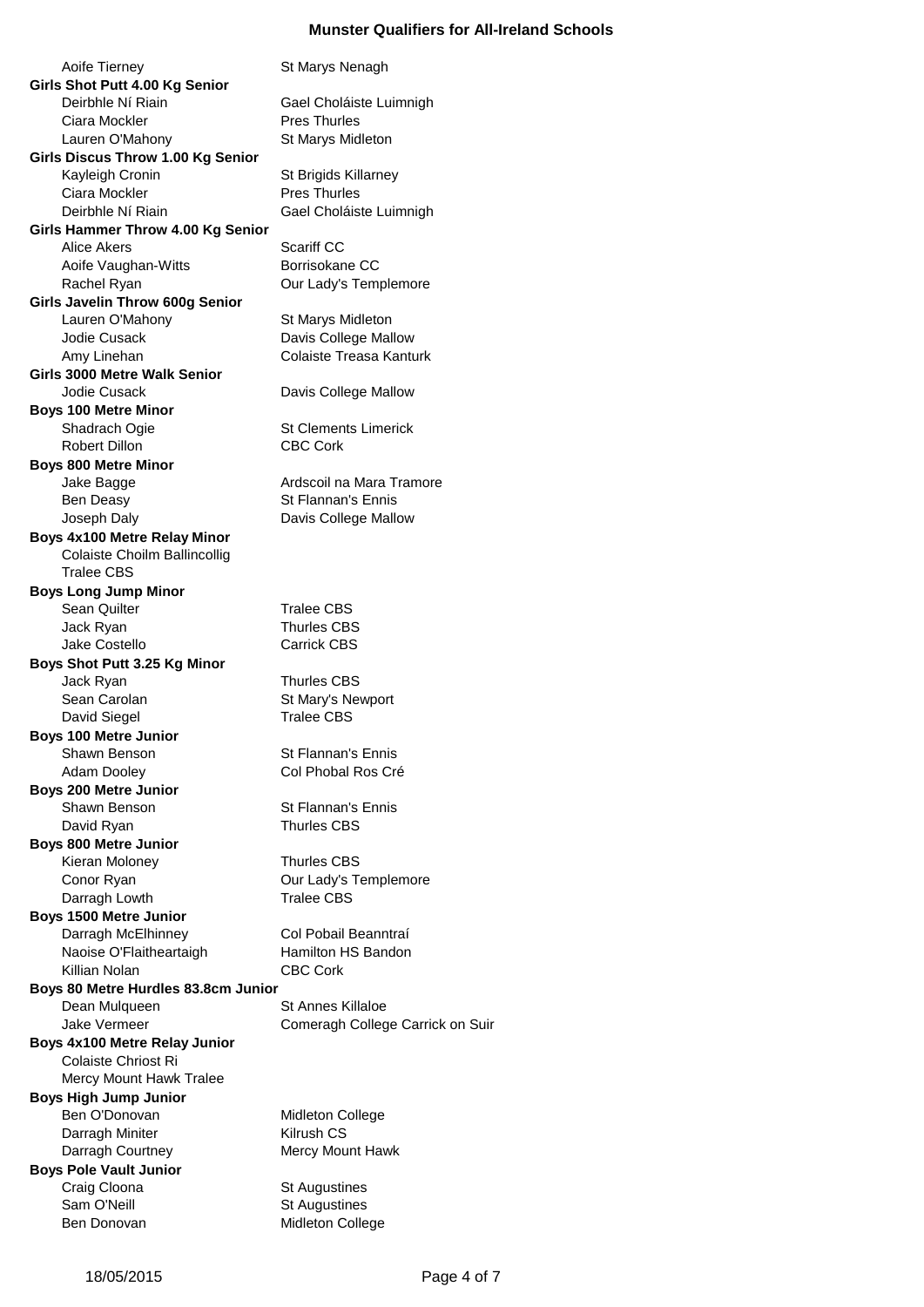# Munster Qualifiers for All-Ireland Schools

| | |
|---|---|
| Aoife Tierney | St Marys Nenagh |

**Girls Shot Putt 4.00 Kg Senior**

| | |
|---|---|
| Deirbhle Ní Riain | Gael Choláiste Luimnigh |
| Ciara Mockler | Pres Thurles |
| Lauren O'Mahony | St Marys Midleton |

**Girls Discus Throw 1.00 Kg Senior**

| | |
|---|---|
| Kayleigh Cronin | St Brigids Killarney |
| Ciara Mockler | Pres Thurles |
| Deirbhle Ní Riain | Gael Choláiste Luimnigh |

**Girls Hammer Throw 4.00 Kg Senior**

| | |
|---|---|
| Alice Akers | Scariff CC |
| Aoife Vaughan-Witts | Borrisokane CC |
| Rachel Ryan | Our Lady's Templemore |

**Girls Javelin Throw 600g Senior**

| | |
|---|---|
| Lauren O'Mahony | St Marys Midleton |
| Jodie Cusack | Davis College Mallow |
| Amy Linehan | Colaiste Treasa Kanturk |

**Girls 3000 Metre Walk Senior**

| | |
|---|---|
| Jodie Cusack | Davis College Mallow |

**Boys 100 Metre Minor**

| | |
|---|---|
| Shadrach Ogie | St Clements Limerick |
| Robert Dillon | CBC Cork |

**Boys 800 Metre Minor**

| | |
|---|---|
| Jake Bagge | Ardscoil na Mara Tramore |
| Ben Deasy | St Flannan's Ennis |
| Joseph Daly | Davis College Mallow |

**Boys 4x100 Metre Relay Minor**

Colaiste Choilm Ballincollig
Tralee CBS

**Boys Long Jump Minor**

| | |
|---|---|
| Sean Quilter | Tralee CBS |
| Jack Ryan | Thurles CBS |
| Jake Costello | Carrick CBS |

**Boys Shot Putt 3.25 Kg Minor**

| | |
|---|---|
| Jack Ryan | Thurles CBS |
| Sean Carolan | St Mary's Newport |
| David Siegel | Tralee CBS |

**Boys 100 Metre Junior**

| | |
|---|---|
| Shawn Benson | St Flannan's Ennis |
| Adam Dooley | Col Phobal Ros Cré |

**Boys 200 Metre Junior**

| | |
|---|---|
| Shawn Benson | St Flannan's Ennis |
| David Ryan | Thurles CBS |

**Boys 800 Metre Junior**

| | |
|---|---|
| Kieran Moloney | Thurles CBS |
| Conor Ryan | Our Lady's Templemore |
| Darragh Lowth | Tralee CBS |

**Boys 1500 Metre Junior**

| | |
|---|---|
| Darragh McElhinney | Col Pobail Beanntraí |
| Naoise O'Flaitheartaigh | Hamilton HS Bandon |
| Killian Nolan | CBC Cork |

**Boys 80 Metre Hurdles 83.8cm Junior**

| | |
|---|---|
| Dean Mulqueen | St Annes Killaloe |
| Jake Vermeer | Comeragh College Carrick on Suir |

**Boys 4x100 Metre Relay Junior**

Colaiste Chriost Ri
Mercy Mount Hawk Tralee

**Boys High Jump Junior**

| | |
|---|---|
| Ben O'Donovan | Midleton College |
| Darragh Miniter | Kilrush CS |
| Darragh Courtney | Mercy Mount Hawk |

**Boys Pole Vault Junior**

| | |
|---|---|
| Craig Cloona | St Augustines |
| Sam O'Neill | St Augustines |
| Ben Donovan | Midleton College |

18/05/2015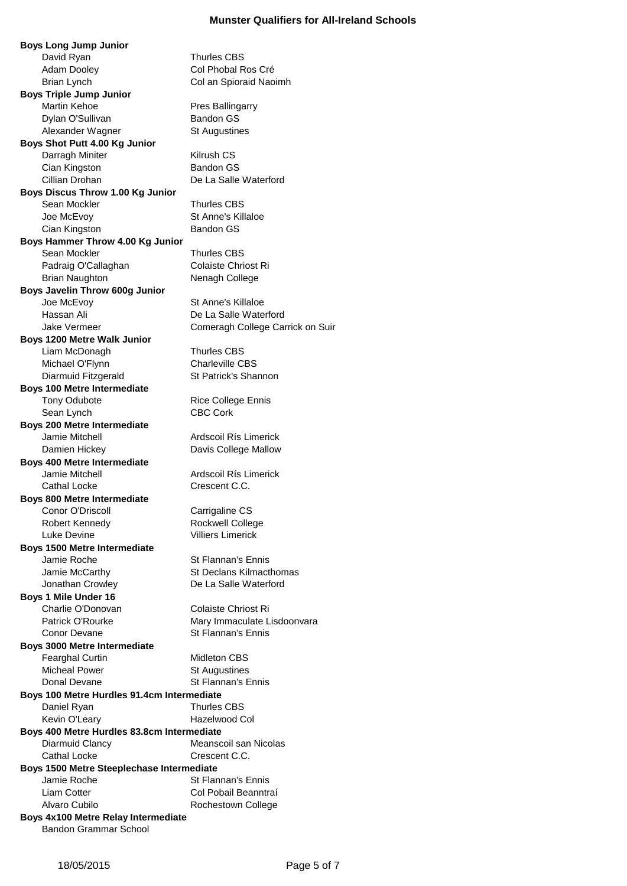# Munster Qualifiers for All-Ireland Schools

**Boys Long Jump Junior**

| | |
|---|---|
| David Ryan | Thurles CBS |
| Adam Dooley | Col Phobal Ros Cré |
| Brian Lynch | Col an Spioraid Naoimh |

**Boys Triple Jump Junior**

| | |
|---|---|
| Martin Kehoe | Pres Ballingarry |
| Dylan O'Sullivan | Bandon GS |
| Alexander Wagner | St Augustines |

**Boys Shot Putt 4.00 Kg Junior**

| | |
|---|---|
| Darragh Miniter | Kilrush CS |
| Cian Kingston | Bandon GS |
| Cillian Drohan | De La Salle Waterford |

**Boys Discus Throw 1.00 Kg Junior**

| | |
|---|---|
| Sean Mockler | Thurles CBS |
| Joe McEvoy | St Anne's Killaloe |
| Cian Kingston | Bandon GS |

**Boys Hammer Throw 4.00 Kg Junior**

| | |
|---|---|
| Sean Mockler | Thurles CBS |
| Padraig O'Callaghan | Colaiste Chriost Ri |
| Brian Naughton | Nenagh College |

**Boys Javelin Throw 600g Junior**

| | |
|---|---|
| Joe McEvoy | St Anne's Killaloe |
| Hassan Ali | De La Salle Waterford |
| Jake Vermeer | Comeragh College Carrick on Suir |

**Boys 1200 Metre Walk Junior**

| | |
|---|---|
| Liam McDonagh | Thurles CBS |
| Michael O'Flynn | Charleville CBS |
| Diarmuid Fitzgerald | St Patrick's Shannon |

**Boys 100 Metre Intermediate**

| | |
|---|---|
| Tony Odubote | Rice College Ennis |
| Sean Lynch | CBC Cork |

**Boys 200 Metre Intermediate**

| | |
|---|---|
| Jamie Mitchell | Ardscoil Rís Limerick |
| Damien Hickey | Davis College Mallow |

**Boys 400 Metre Intermediate**

| | |
|---|---|
| Jamie Mitchell | Ardscoil Rís Limerick |
| Cathal Locke | Crescent C.C. |

**Boys 800 Metre Intermediate**

| | |
|---|---|
| Conor O'Driscoll | Carrigaline CS |
| Robert Kennedy | Rockwell College |
| Luke Devine | Villiers Limerick |

**Boys 1500 Metre Intermediate**

| | |
|---|---|
| Jamie Roche | St Flannan's Ennis |
| Jamie McCarthy | St Declans Kilmacthomas |
| Jonathan Crowley | De La Salle Waterford |

**Boys 1 Mile Under 16**

| | |
|---|---|
| Charlie O'Donovan | Colaiste Chriost Ri |
| Patrick O'Rourke | Mary Immaculate Lisdoonvara |
| Conor Devane | St Flannan's Ennis |

**Boys 3000 Metre Intermediate**

| | |
|---|---|
| Fearghal Curtin | Midleton CBS |
| Micheal Power | St Augustines |
| Donal Devane | St Flannan's Ennis |

**Boys 100 Metre Hurdles 91.4cm Intermediate**

| | |
|---|---|
| Daniel Ryan | Thurles CBS |
| Kevin O'Leary | Hazelwood Col |

**Boys 400 Metre Hurdles 83.8cm Intermediate**

| | |
|---|---|
| Diarmuid Clancy | Meanscoil san Nicolas |
| Cathal Locke | Crescent C.C. |

**Boys 1500 Metre Steeplechase Intermediate**

| | |
|---|---|
| Jamie Roche | St Flannan's Ennis |
| Liam Cotter | Col Pobail Beanntraí |
| Alvaro Cubilo | Rochestown College |

**Boys 4x100 Metre Relay Intermediate**

Bandon Grammar School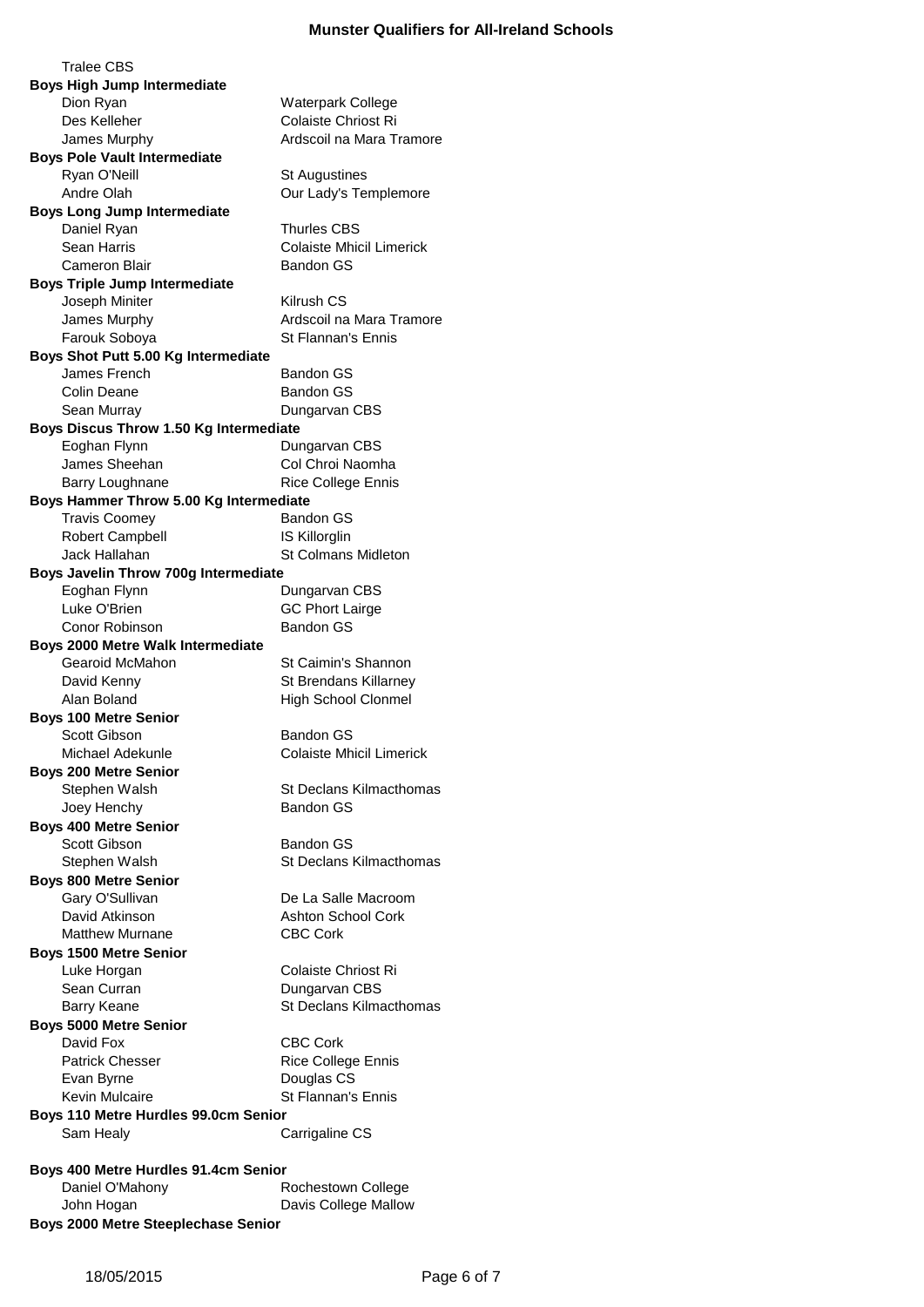Tralee CBS

**Boys High Jump Intermediate**

| | |
|---|---|
| Dion Ryan | Waterpark College |
| Des Kelleher | Colaiste Chriost Ri |
| James Murphy | Ardscoil na Mara Tramore |

**Boys Pole Vault Intermediate**

| | |
|---|---|
| Ryan O'Neill | St Augustines |
| Andre Olah | Our Lady's Templemore |

**Boys Long Jump Intermediate**

| | |
|---|---|
| Daniel Ryan | Thurles CBS |
| Sean Harris | Colaiste Mhicil Limerick |
| Cameron Blair | Bandon GS |

**Boys Triple Jump Intermediate**

| | |
|---|---|
| Joseph Miniter | Kilrush CS |
| James Murphy | Ardscoil na Mara Tramore |
| Farouk Soboya | St Flannan's Ennis |

**Boys Shot Putt 5.00 Kg Intermediate**

| | |
|---|---|
| James French | Bandon GS |
| Colin Deane | Bandon GS |
| Sean Murray | Dungarvan CBS |

**Boys Discus Throw 1.50 Kg Intermediate**

| | |
|---|---|
| Eoghan Flynn | Dungarvan CBS |
| James Sheehan | Col Chroi Naomha |
| Barry Loughnane | Rice College Ennis |

**Boys Hammer Throw 5.00 Kg Intermediate**

| | |
|---|---|
| Travis Coomey | Bandon GS |
| Robert Campbell | IS Killorglin |
| Jack Hallahan | St Colmans Midleton |

**Boys Javelin Throw 700g Intermediate**

| | |
|---|---|
| Eoghan Flynn | Dungarvan CBS |
| Luke O'Brien | GC Phort Lairge |
| Conor Robinson | Bandon GS |

**Boys 2000 Metre Walk Intermediate**

| | |
|---|---|
| Gearoid McMahon | St Caimin's Shannon |
| David Kenny | St Brendans Killarney |
| Alan Boland | High School Clonmel |

**Boys 100 Metre Senior**

| | |
|---|---|
| Scott Gibson | Bandon GS |
| Michael Adekunle | Colaiste Mhicil Limerick |

**Boys 200 Metre Senior**

| | |
|---|---|
| Stephen Walsh | St Declans Kilmacthomas |
| Joey Henchy | Bandon GS |

**Boys 400 Metre Senior**

| | |
|---|---|
| Scott Gibson | Bandon GS |
| Stephen Walsh | St Declans Kilmacthomas |

**Boys 800 Metre Senior**

| | |
|---|---|
| Gary O'Sullivan | De La Salle Macroom |
| David Atkinson | Ashton School Cork |
| Matthew Murnane | CBC Cork |

**Boys 1500 Metre Senior**

| | |
|---|---|
| Luke Horgan | Colaiste Chriost Ri |
| Sean Curran | Dungarvan CBS |
| Barry Keane | St Declans Kilmacthomas |

**Boys 5000 Metre Senior**

| | |
|---|---|
| David Fox | CBC Cork |
| Patrick Chesser | Rice College Ennis |
| Evan Byrne | Douglas CS |
| Kevin Mulcaire | St Flannan's Ennis |

**Boys 110 Metre Hurdles 99.0cm Senior**

| | |
|---|---|
| Sam Healy | Carrigaline CS |

**Boys 400 Metre Hurdles 91.4cm Senior**

| | |
|---|---|
| Daniel O'Mahony | Rochestown College |
| John Hogan | Davis College Mallow |

**Boys 2000 Metre Steeplechase Senior**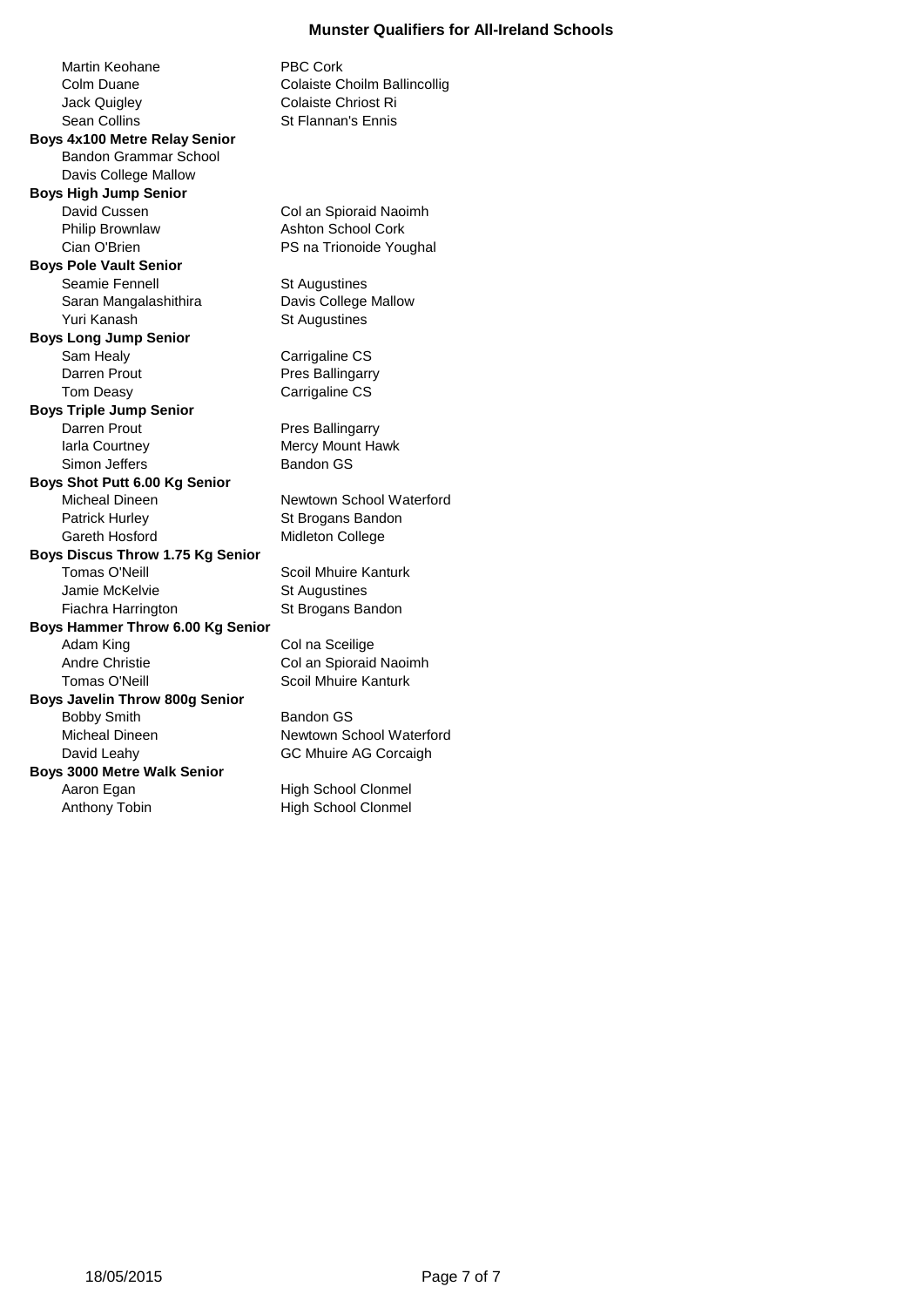# Munster Qualifiers for All-Ireland Schools

| | |
|---|---|
| Martin Keohane | PBC Cork |
| Colm Duane | Colaiste Choilm Ballincollig |
| Jack Quigley | Colaiste Chriost Ri |
| Sean Collins | St Flannan's Ennis |
| **Boys 4x100 Metre Relay Senior** | |
| Bandon Grammar School | |
| Davis College Mallow | |
| **Boys High Jump Senior** | |
| David Cussen | Col an Spioraid Naoimh |
| Philip Brownlaw | Ashton School Cork |
| Cian O'Brien | PS na Trionoide Youghal |
| **Boys Pole Vault Senior** | |
| Seamie Fennell | St Augustines |
| Saran Mangalashithira | Davis College Mallow |
| Yuri Kanash | St Augustines |
| **Boys Long Jump Senior** | |
| Sam Healy | Carrigaline CS |
| Darren Prout | Pres Ballingarry |
| Tom Deasy | Carrigaline CS |
| **Boys Triple Jump Senior** | |
| Darren Prout | Pres Ballingarry |
| Iarla Courtney | Mercy Mount Hawk |
| Simon Jeffers | Bandon GS |
| **Boys Shot Putt 6.00 Kg Senior** | |
| Micheal Dineen | Newtown School Waterford |
| Patrick Hurley | St Brogans Bandon |
| Gareth Hosford | Midleton College |
| **Boys Discus Throw 1.75 Kg Senior** | |
| Tomas O'Neill | Scoil Mhuire Kanturk |
| Jamie McKelvie | St Augustines |
| Fiachra Harrington | St Brogans Bandon |
| **Boys Hammer Throw 6.00 Kg Senior** | |
| Adam King | Col na Sceilige |
| Andre Christie | Col an Spioraid Naoimh |
| Tomas O'Neill | Scoil Mhuire Kanturk |
| **Boys Javelin Throw 800g Senior** | |
| Bobby Smith | Bandon GS |
| Micheal Dineen | Newtown School Waterford |
| David Leahy | GC Mhuire AG Corcaigh |
| **Boys 3000 Metre Walk Senior** | |
| Aaron Egan | High School Clonmel |
| Anthony Tobin | High School Clonmel |

18/05/2015